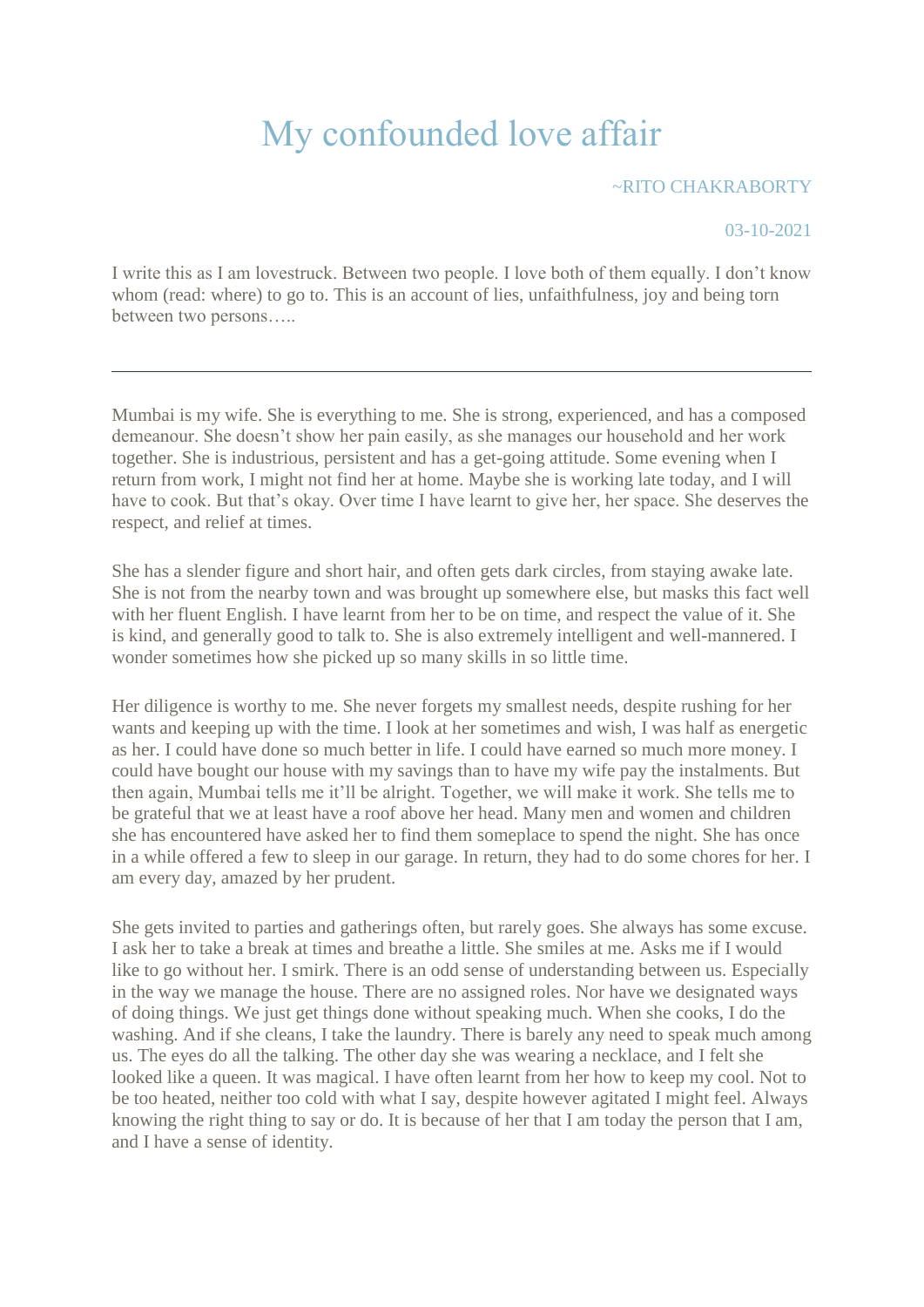# My confounded love affair

~RITO CHAKRABORTY

03-10-2021

I write this as I am lovestruck. Between two people. I love both of them equally. I don't know whom (read: where) to go to. This is an account of lies, unfaithfulness, joy and being torn between two persons…..

---

Mumbai is my wife. She is everything to me. She is strong, experienced, and has a composed demeanour. She doesn't show her pain easily, as she manages our household and her work together. She is industrious, persistent and has a get-going attitude. Some evening when I return from work, I might not find her at home. Maybe she is working late today, and I will have to cook. But that's okay. Over time I have learnt to give her, her space. She deserves the respect, and relief at times.

She has a slender figure and short hair, and often gets dark circles, from staying awake late. She is not from the nearby town and was brought up somewhere else, but masks this fact well with her fluent English. I have learnt from her to be on time, and respect the value of it. She is kind, and generally good to talk to. She is also extremely intelligent and well-mannered. I wonder sometimes how she picked up so many skills in so little time.

Her diligence is worthy to me. She never forgets my smallest needs, despite rushing for her wants and keeping up with the time. I look at her sometimes and wish, I was half as energetic as her. I could have done so much better in life. I could have earned so much more money. I could have bought our house with my savings than to have my wife pay the instalments. But then again, Mumbai tells me it'll be alright. Together, we will make it work. She tells me to be grateful that we at least have a roof above her head. Many men and women and children she has encountered have asked her to find them someplace to spend the night. She has once in a while offered a few to sleep in our garage. In return, they had to do some chores for her. I am every day, amazed by her prudent.

She gets invited to parties and gatherings often, but rarely goes. She always has some excuse. I ask her to take a break at times and breathe a little. She smiles at me. Asks me if I would like to go without her. I smirk. There is an odd sense of understanding between us. Especially in the way we manage the house. There are no assigned roles. Nor have we designated ways of doing things. We just get things done without speaking much. When she cooks, I do the washing. And if she cleans, I take the laundry. There is barely any need to speak much among us. The eyes do all the talking. The other day she was wearing a necklace, and I felt she looked like a queen. It was magical. I have often learnt from her how to keep my cool. Not to be too heated, neither too cold with what I say, despite however agitated I might feel. Always knowing the right thing to say or do. It is because of her that I am today the person that I am, and I have a sense of identity.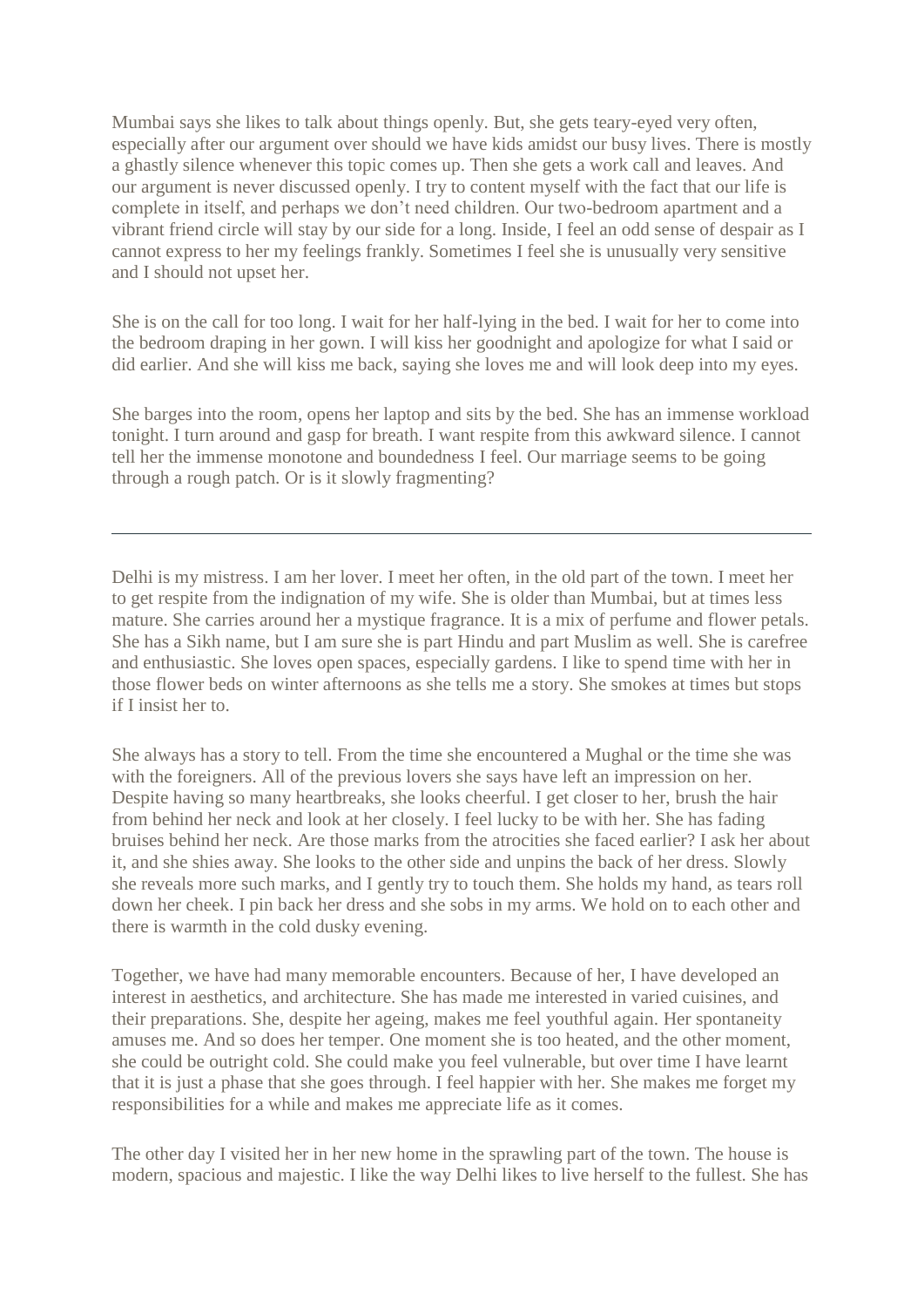Mumbai says she likes to talk about things openly. But, she gets teary-eyed very often, especially after our argument over should we have kids amidst our busy lives. There is mostly a ghastly silence whenever this topic comes up. Then she gets a work call and leaves. And our argument is never discussed openly. I try to content myself with the fact that our life is complete in itself, and perhaps we don't need children. Our two-bedroom apartment and a vibrant friend circle will stay by our side for a long. Inside, I feel an odd sense of despair as I cannot express to her my feelings frankly. Sometimes I feel she is unusually very sensitive and I should not upset her.

She is on the call for too long. I wait for her half-lying in the bed. I wait for her to come into the bedroom draping in her gown. I will kiss her goodnight and apologize for what I said or did earlier. And she will kiss me back, saying she loves me and will look deep into my eyes.

She barges into the room, opens her laptop and sits by the bed. She has an immense workload tonight. I turn around and gasp for breath. I want respite from this awkward silence. I cannot tell her the immense monotone and boundedness I feel. Our marriage seems to be going through a rough patch. Or is it slowly fragmenting?

---

Delhi is my mistress. I am her lover. I meet her often, in the old part of the town. I meet her to get respite from the indignation of my wife. She is older than Mumbai, but at times less mature. She carries around her a mystique fragrance. It is a mix of perfume and flower petals. She has a Sikh name, but I am sure she is part Hindu and part Muslim as well. She is carefree and enthusiastic. She loves open spaces, especially gardens. I like to spend time with her in those flower beds on winter afternoons as she tells me a story. She smokes at times but stops if I insist her to.

She always has a story to tell. From the time she encountered a Mughal or the time she was with the foreigners. All of the previous lovers she says have left an impression on her. Despite having so many heartbreaks, she looks cheerful. I get closer to her, brush the hair from behind her neck and look at her closely. I feel lucky to be with her. She has fading bruises behind her neck. Are those marks from the atrocities she faced earlier? I ask her about it, and she shies away. She looks to the other side and unpins the back of her dress. Slowly she reveals more such marks, and I gently try to touch them. She holds my hand, as tears roll down her cheek. I pin back her dress and she sobs in my arms. We hold on to each other and there is warmth in the cold dusky evening.

Together, we have had many memorable encounters. Because of her, I have developed an interest in aesthetics, and architecture. She has made me interested in varied cuisines, and their preparations. She, despite her ageing, makes me feel youthful again. Her spontaneity amuses me. And so does her temper. One moment she is too heated, and the other moment, she could be outright cold. She could make you feel vulnerable, but over time I have learnt that it is just a phase that she goes through. I feel happier with her. She makes me forget my responsibilities for a while and makes me appreciate life as it comes.

The other day I visited her in her new home in the sprawling part of the town. The house is modern, spacious and majestic. I like the way Delhi likes to live herself to the fullest. She has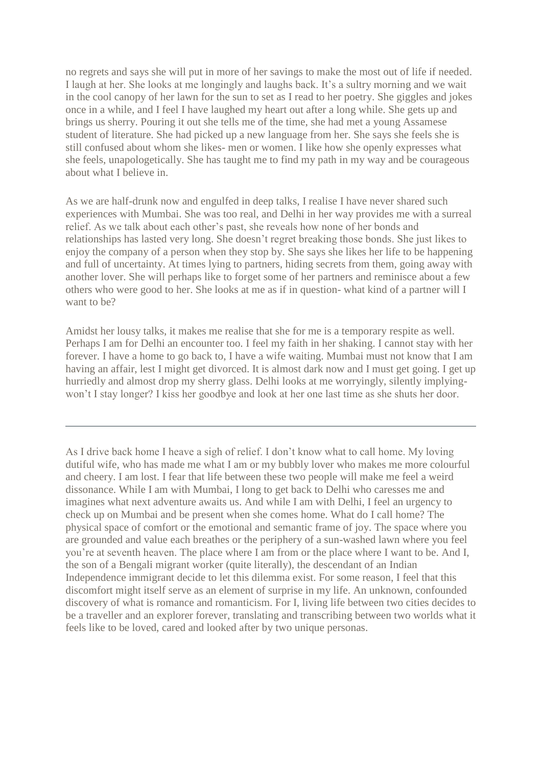no regrets and says she will put in more of her savings to make the most out of life if needed. I laugh at her. She looks at me longingly and laughs back. It's a sultry morning and we wait in the cool canopy of her lawn for the sun to set as I read to her poetry. She giggles and jokes once in a while, and I feel I have laughed my heart out after a long while. She gets up and brings us sherry. Pouring it out she tells me of the time, she had met a young Assamese student of literature. She had picked up a new language from her. She says she feels she is still confused about whom she likes- men or women. I like how she openly expresses what she feels, unapologetically. She has taught me to find my path in my way and be courageous about what I believe in.

As we are half-drunk now and engulfed in deep talks, I realise I have never shared such experiences with Mumbai. She was too real, and Delhi in her way provides me with a surreal relief. As we talk about each other's past, she reveals how none of her bonds and relationships has lasted very long. She doesn't regret breaking those bonds. She just likes to enjoy the company of a person when they stop by. She says she likes her life to be happening and full of uncertainty. At times lying to partners, hiding secrets from them, going away with another lover. She will perhaps like to forget some of her partners and reminisce about a few others who were good to her. She looks at me as if in question- what kind of a partner will I want to be?

Amidst her lousy talks, it makes me realise that she for me is a temporary respite as well. Perhaps I am for Delhi an encounter too. I feel my faith in her shaking. I cannot stay with her forever. I have a home to go back to, I have a wife waiting. Mumbai must not know that I am having an affair, lest I might get divorced. It is almost dark now and I must get going. I get up hurriedly and almost drop my sherry glass. Delhi looks at me worryingly, silently implying- won't I stay longer? I kiss her goodbye and look at her one last time as she shuts her door.

---

As I drive back home I heave a sigh of relief. I don't know what to call home. My loving dutiful wife, who has made me what I am or my bubbly lover who makes me more colourful and cheery. I am lost. I fear that life between these two people will make me feel a weird dissonance. While I am with Mumbai, I long to get back to Delhi who caresses me and imagines what next adventure awaits us. And while I am with Delhi, I feel an urgency to check up on Mumbai and be present when she comes home. What do I call home? The physical space of comfort or the emotional and semantic frame of joy. The space where you are grounded and value each breathes or the periphery of a sun-washed lawn where you feel you're at seventh heaven. The place where I am from or the place where I want to be. And I, the son of a Bengali migrant worker (quite literally), the descendant of an Indian Independence immigrant decide to let this dilemma exist. For some reason, I feel that this discomfort might itself serve as an element of surprise in my life. An unknown, confounded discovery of what is romance and romanticism. For I, living life between two cities decides to be a traveller and an explorer forever, translating and transcribing between two worlds what it feels like to be loved, cared and looked after by two unique personas.